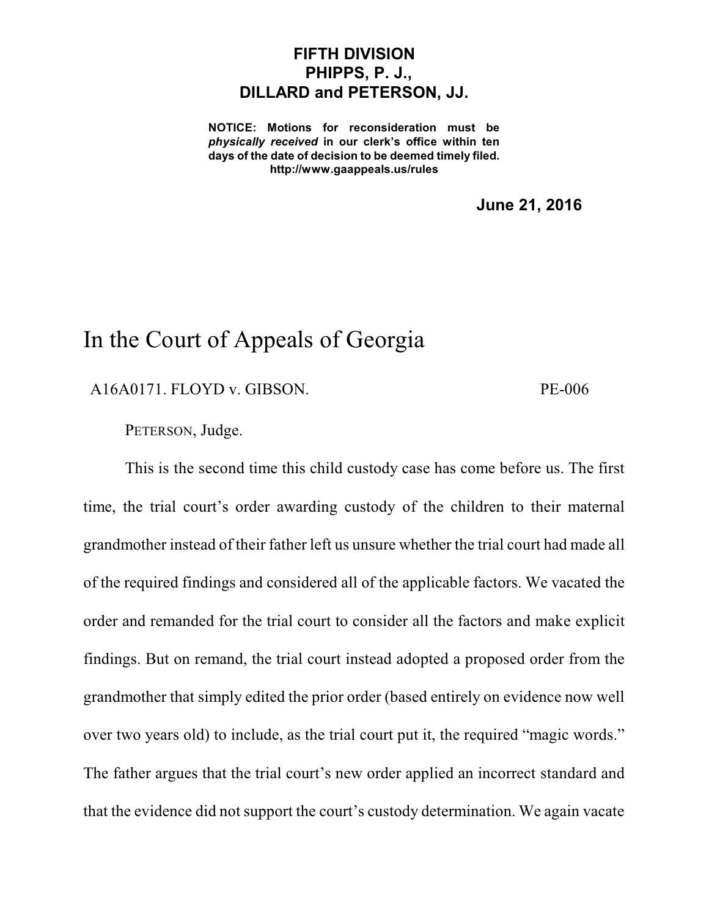**FIFTH DIVISION**
**PHIPPS, P. J.,**
**DILLARD and PETERSON, JJ.**

**NOTICE: Motions for reconsideration must be *physically received* in our clerk's office within ten days of the date of decision to be deemed timely filed.**
**http://www.gaappeals.us/rules**

**June 21, 2016**

# In the Court of Appeals of Georgia

A16A0171. FLOYD v. GIBSON. PE-006

PETERSON, Judge.

This is the second time this child custody case has come before us. The first time, the trial court's order awarding custody of the children to their maternal grandmother instead of their father left us unsure whether the trial court had made all of the required findings and considered all of the applicable factors. We vacated the order and remanded for the trial court to consider all the factors and make explicit findings. But on remand, the trial court instead adopted a proposed order from the grandmother that simply edited the prior order (based entirely on evidence now well over two years old) to include, as the trial court put it, the required "magic words." The father argues that the trial court's new order applied an incorrect standard and that the evidence did not support the court's custody determination. We again vacate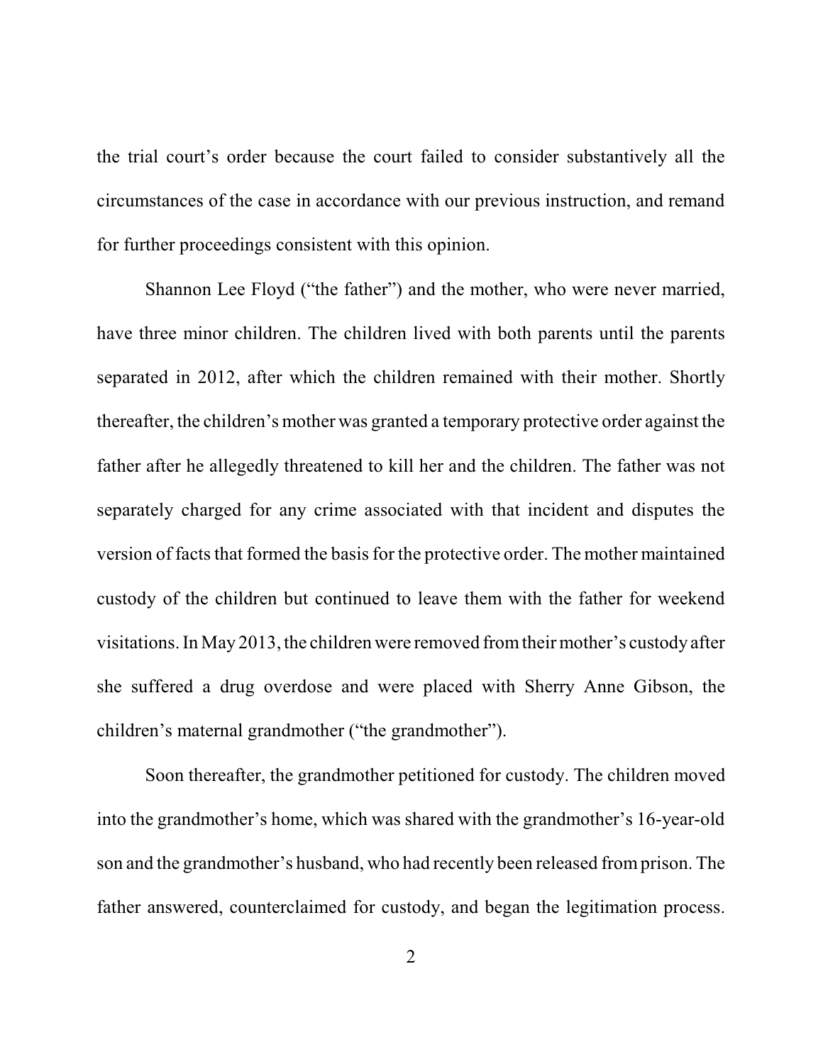the trial court's order because the court failed to consider substantively all the circumstances of the case in accordance with our previous instruction, and remand for further proceedings consistent with this opinion.

Shannon Lee Floyd ("the father") and the mother, who were never married, have three minor children. The children lived with both parents until the parents separated in 2012, after which the children remained with their mother. Shortly thereafter, the children's mother was granted a temporary protective order against the father after he allegedly threatened to kill her and the children. The father was not separately charged for any crime associated with that incident and disputes the version of facts that formed the basis for the protective order. The mother maintained custody of the children but continued to leave them with the father for weekend visitations. In May 2013, the children were removed from their mother's custody after she suffered a drug overdose and were placed with Sherry Anne Gibson, the children's maternal grandmother ("the grandmother").

Soon thereafter, the grandmother petitioned for custody. The children moved into the grandmother's home, which was shared with the grandmother's 16-year-old son and the grandmother's husband, who had recently been released from prison. The father answered, counterclaimed for custody, and began the legitimation process.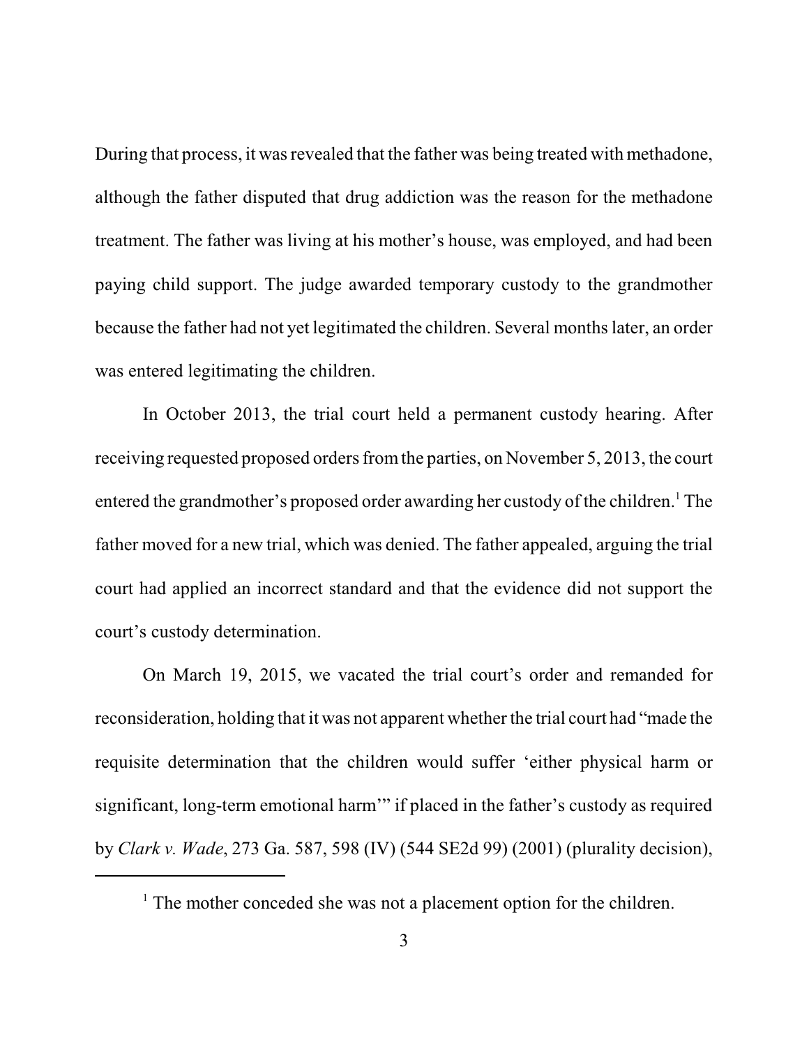During that process, it was revealed that the father was being treated with methadone, although the father disputed that drug addiction was the reason for the methadone treatment. The father was living at his mother's house, was employed, and had been paying child support. The judge awarded temporary custody to the grandmother because the father had not yet legitimated the children. Several months later, an order was entered legitimating the children.

In October 2013, the trial court held a permanent custody hearing. After receiving requested proposed orders from the parties, on November 5, 2013, the court entered the grandmother's proposed order awarding her custody of the children.[1] The father moved for a new trial, which was denied. The father appealed, arguing the trial court had applied an incorrect standard and that the evidence did not support the court's custody determination.

On March 19, 2015, we vacated the trial court's order and remanded for reconsideration, holding that it was not apparent whether the trial court had "made the requisite determination that the children would suffer 'either physical harm or significant, long-term emotional harm'" if placed in the father's custody as required by *Clark v. Wade*, 273 Ga. 587, 598 (IV) (544 SE2d 99) (2001) (plurality decision),

---

[1] The mother conceded she was not a placement option for the children.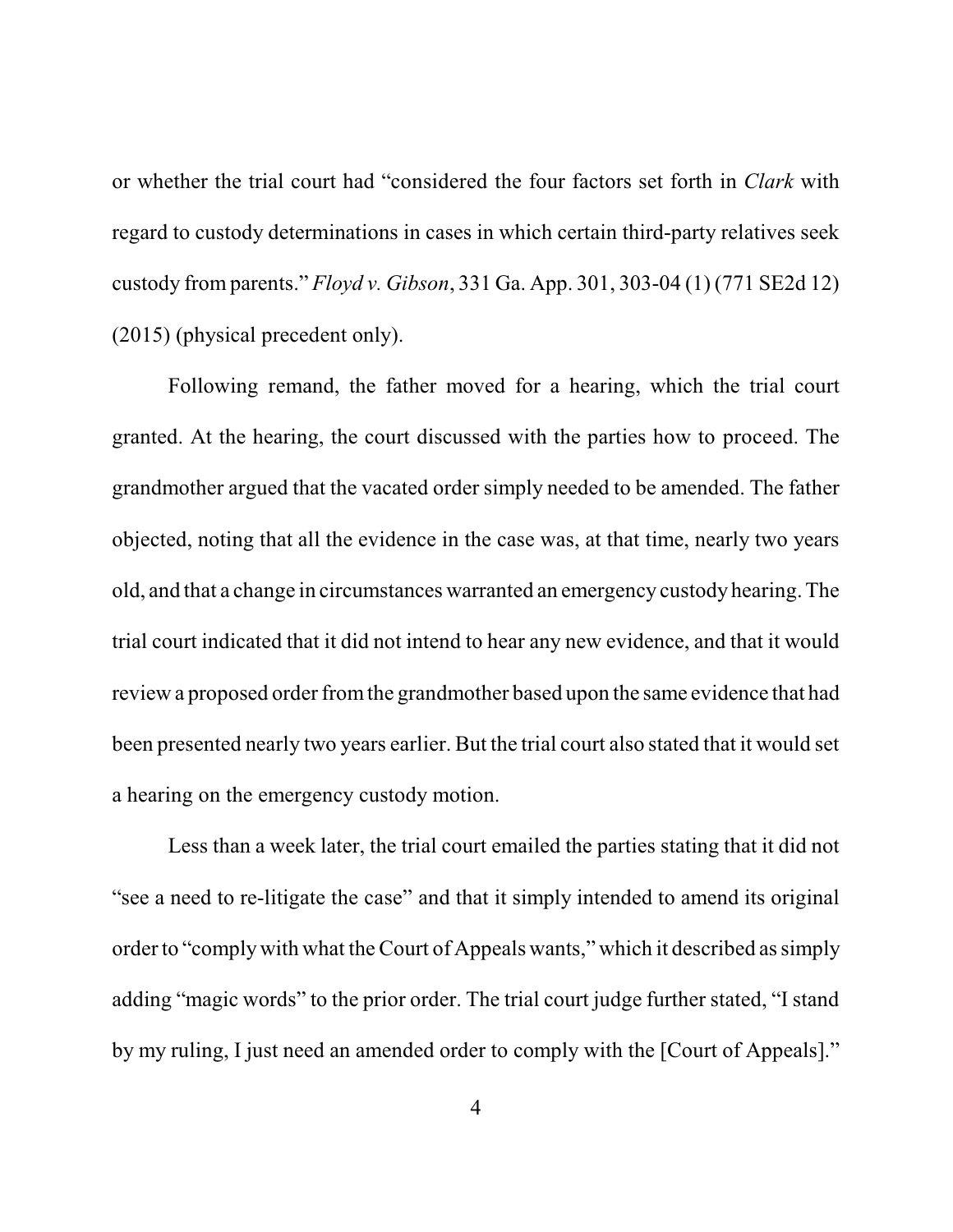or whether the trial court had "considered the four factors set forth in *Clark* with regard to custody determinations in cases in which certain third-party relatives seek custody from parents." *Floyd v. Gibson*, 331 Ga. App. 301, 303-04 (1) (771 SE2d 12) (2015) (physical precedent only).

Following remand, the father moved for a hearing, which the trial court granted. At the hearing, the court discussed with the parties how to proceed. The grandmother argued that the vacated order simply needed to be amended. The father objected, noting that all the evidence in the case was, at that time, nearly two years old, and that a change in circumstances warranted an emergency custody hearing. The trial court indicated that it did not intend to hear any new evidence, and that it would review a proposed order from the grandmother based upon the same evidence that had been presented nearly two years earlier. But the trial court also stated that it would set a hearing on the emergency custody motion.

Less than a week later, the trial court emailed the parties stating that it did not "see a need to re-litigate the case" and that it simply intended to amend its original order to "comply with what the Court of Appeals wants," which it described as simply adding "magic words" to the prior order. The trial court judge further stated, "I stand by my ruling, I just need an amended order to comply with the [Court of Appeals]."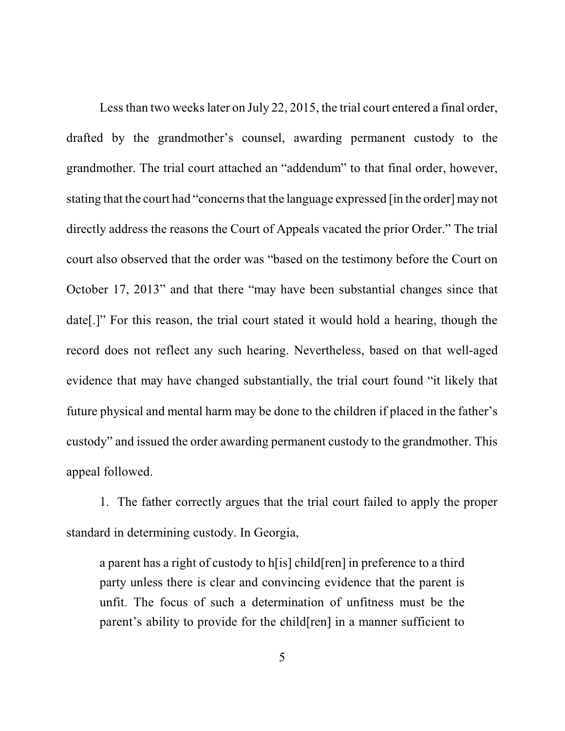Less than two weeks later on July 22, 2015, the trial court entered a final order, drafted by the grandmother's counsel, awarding permanent custody to the grandmother. The trial court attached an "addendum" to that final order, however, stating that the court had "concerns that the language expressed [in the order] may not directly address the reasons the Court of Appeals vacated the prior Order." The trial court also observed that the order was "based on the testimony before the Court on October 17, 2013" and that there "may have been substantial changes since that date[.]" For this reason, the trial court stated it would hold a hearing, though the record does not reflect any such hearing. Nevertheless, based on that well-aged evidence that may have changed substantially, the trial court found "it likely that future physical and mental harm may be done to the children if placed in the father's custody" and issued the order awarding permanent custody to the grandmother. This appeal followed.

1. The father correctly argues that the trial court failed to apply the proper standard in determining custody. In Georgia,

> a parent has a right of custody to h[is] child[ren] in preference to a third party unless there is clear and convincing evidence that the parent is unfit. The focus of such a determination of unfitness must be the parent's ability to provide for the child[ren] in a manner sufficient to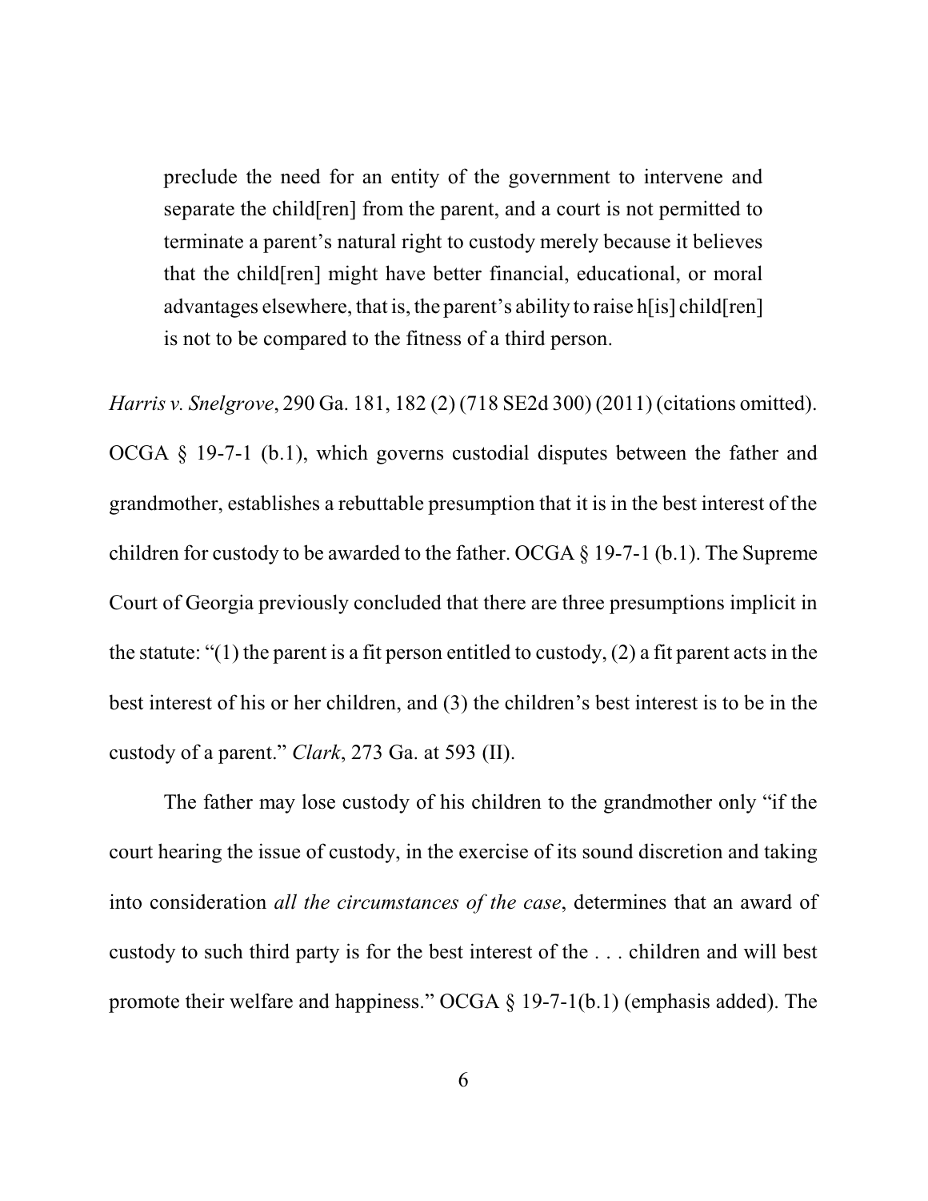> preclude the need for an entity of the government to intervene and separate the child[ren] from the parent, and a court is not permitted to terminate a parent's natural right to custody merely because it believes that the child[ren] might have better financial, educational, or moral advantages elsewhere, that is, the parent's ability to raise h[is] child[ren] is not to be compared to the fitness of a third person.

*Harris v. Snelgrove*, 290 Ga. 181, 182 (2) (718 SE2d 300) (2011) (citations omitted). OCGA § 19-7-1 (b.1), which governs custodial disputes between the father and grandmother, establishes a rebuttable presumption that it is in the best interest of the children for custody to be awarded to the father. OCGA § 19-7-1 (b.1). The Supreme Court of Georgia previously concluded that there are three presumptions implicit in the statute: "(1) the parent is a fit person entitled to custody, (2) a fit parent acts in the best interest of his or her children, and (3) the children's best interest is to be in the custody of a parent." *Clark*, 273 Ga. at 593 (II).

The father may lose custody of his children to the grandmother only "if the court hearing the issue of custody, in the exercise of its sound discretion and taking into consideration *all the circumstances of the case*, determines that an award of custody to such third party is for the best interest of the . . . children and will best promote their welfare and happiness." OCGA § 19-7-1(b.1) (emphasis added). The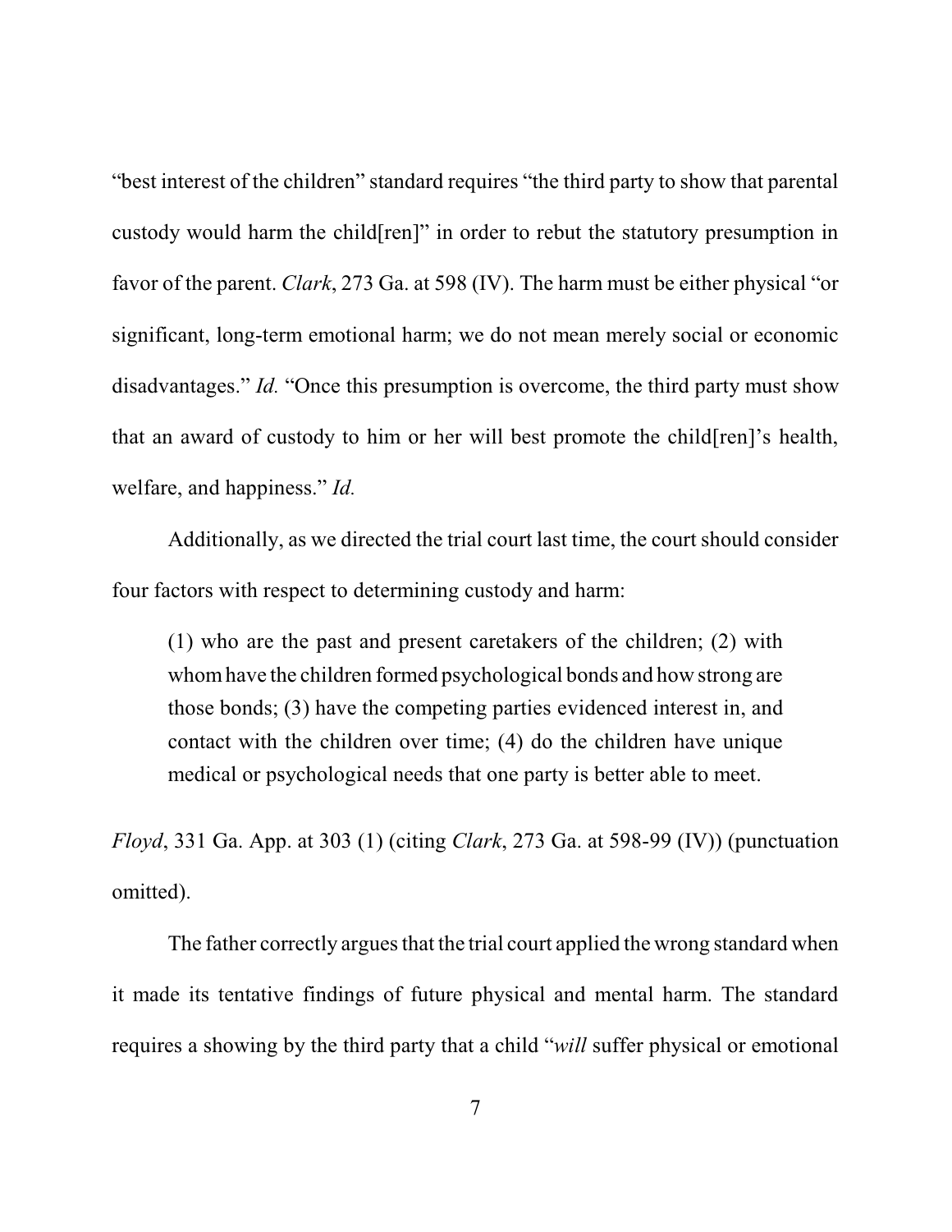"best interest of the children" standard requires "the third party to show that parental custody would harm the child[ren]" in order to rebut the statutory presumption in favor of the parent. *Clark*, 273 Ga. at 598 (IV). The harm must be either physical "or significant, long-term emotional harm; we do not mean merely social or economic disadvantages." *Id.* "Once this presumption is overcome, the third party must show that an award of custody to him or her will best promote the child[ren]'s health, welfare, and happiness." *Id.*

Additionally, as we directed the trial court last time, the court should consider four factors with respect to determining custody and harm:

> (1) who are the past and present caretakers of the children; (2) with whom have the children formed psychological bonds and how strong are those bonds; (3) have the competing parties evidenced interest in, and contact with the children over time; (4) do the children have unique medical or psychological needs that one party is better able to meet.

*Floyd*, 331 Ga. App. at 303 (1) (citing *Clark*, 273 Ga. at 598-99 (IV)) (punctuation omitted).

The father correctly argues that the trial court applied the wrong standard when it made its tentative findings of future physical and mental harm. The standard requires a showing by the third party that a child "*will* suffer physical or emotional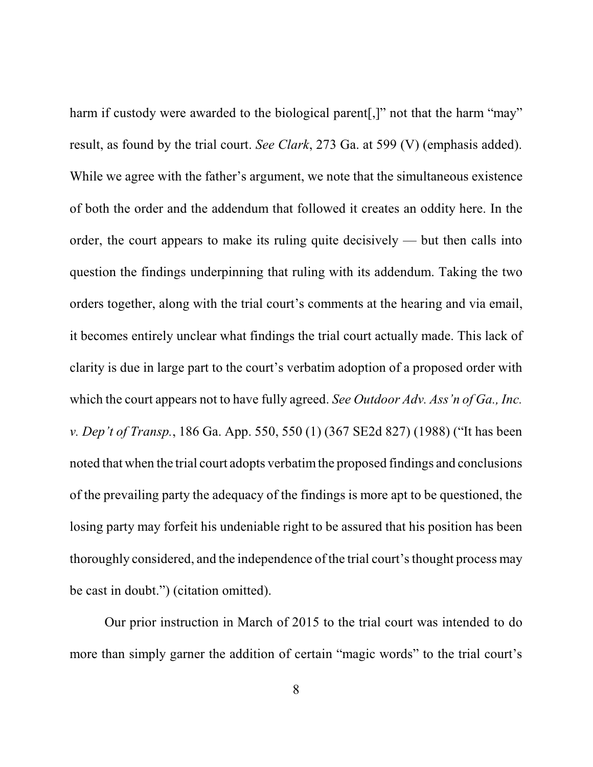harm if custody were awarded to the biological parent[,]" not that the harm "may" result, as found by the trial court. *See Clark*, 273 Ga. at 599 (V) (emphasis added). While we agree with the father's argument, we note that the simultaneous existence of both the order and the addendum that followed it creates an oddity here. In the order, the court appears to make its ruling quite decisively — but then calls into question the findings underpinning that ruling with its addendum. Taking the two orders together, along with the trial court's comments at the hearing and via email, it becomes entirely unclear what findings the trial court actually made. This lack of clarity is due in large part to the court's verbatim adoption of a proposed order with which the court appears not to have fully agreed. *See Outdoor Adv. Ass'n of Ga., Inc. v. Dep't of Transp.*, 186 Ga. App. 550, 550 (1) (367 SE2d 827) (1988) ("It has been noted that when the trial court adopts verbatim the proposed findings and conclusions of the prevailing party the adequacy of the findings is more apt to be questioned, the losing party may forfeit his undeniable right to be assured that his position has been thoroughly considered, and the independence of the trial court's thought process may be cast in doubt.") (citation omitted).

Our prior instruction in March of 2015 to the trial court was intended to do more than simply garner the addition of certain "magic words" to the trial court's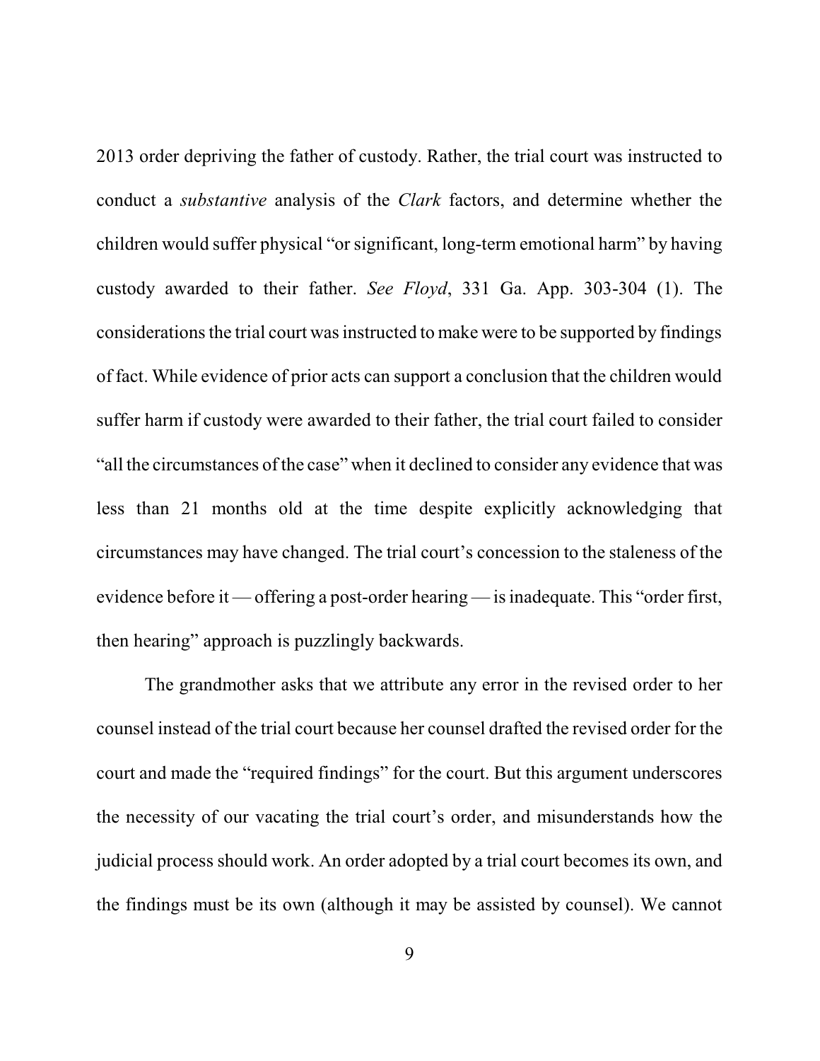2013 order depriving the father of custody. Rather, the trial court was instructed to conduct a *substantive* analysis of the *Clark* factors, and determine whether the children would suffer physical "or significant, long-term emotional harm" by having custody awarded to their father. *See Floyd*, 331 Ga. App. 303-304 (1). The considerations the trial court was instructed to make were to be supported by findings of fact. While evidence of prior acts can support a conclusion that the children would suffer harm if custody were awarded to their father, the trial court failed to consider "all the circumstances of the case" when it declined to consider any evidence that was less than 21 months old at the time despite explicitly acknowledging that circumstances may have changed. The trial court's concession to the staleness of the evidence before it — offering a post-order hearing — is inadequate. This "order first, then hearing" approach is puzzlingly backwards.

The grandmother asks that we attribute any error in the revised order to her counsel instead of the trial court because her counsel drafted the revised order for the court and made the "required findings" for the court. But this argument underscores the necessity of our vacating the trial court's order, and misunderstands how the judicial process should work. An order adopted by a trial court becomes its own, and the findings must be its own (although it may be assisted by counsel). We cannot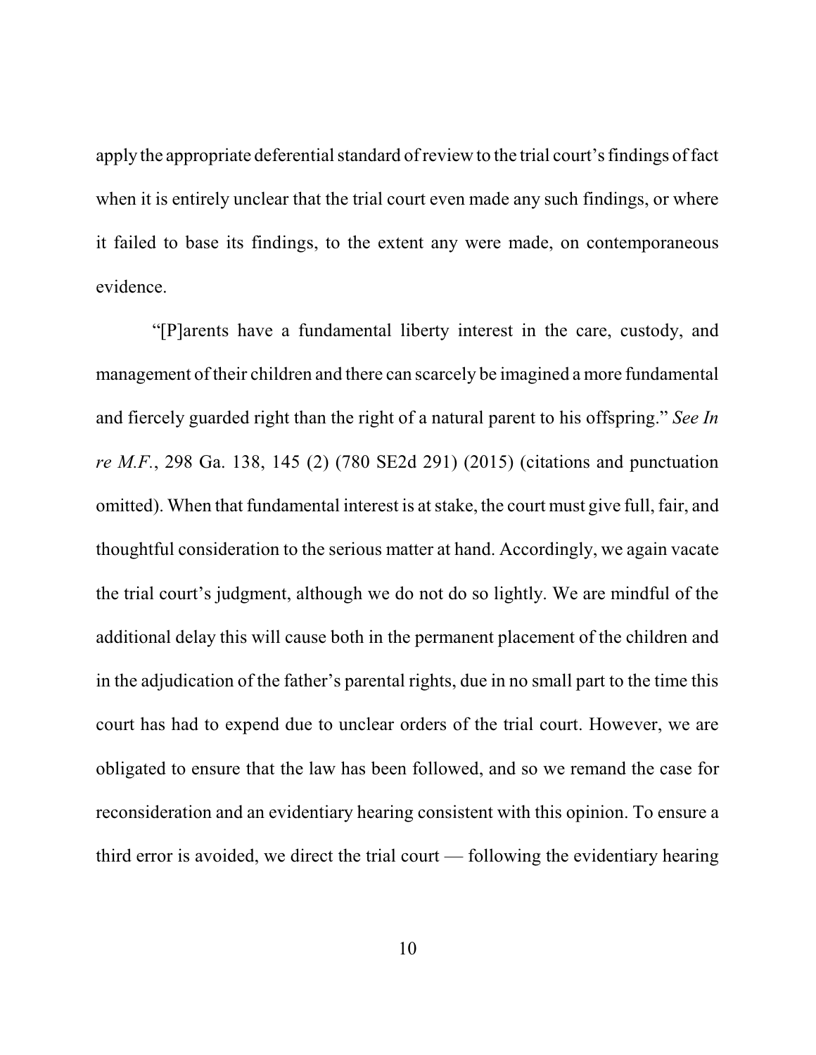apply the appropriate deferential standard of review to the trial court's findings of fact when it is entirely unclear that the trial court even made any such findings, or where it failed to base its findings, to the extent any were made, on contemporaneous evidence.

"[P]arents have a fundamental liberty interest in the care, custody, and management of their children and there can scarcely be imagined a more fundamental and fiercely guarded right than the right of a natural parent to his offspring." *See In re M.F.*, 298 Ga. 138, 145 (2) (780 SE2d 291) (2015) (citations and punctuation omitted). When that fundamental interest is at stake, the court must give full, fair, and thoughtful consideration to the serious matter at hand. Accordingly, we again vacate the trial court's judgment, although we do not do so lightly. We are mindful of the additional delay this will cause both in the permanent placement of the children and in the adjudication of the father's parental rights, due in no small part to the time this court has had to expend due to unclear orders of the trial court. However, we are obligated to ensure that the law has been followed, and so we remand the case for reconsideration and an evidentiary hearing consistent with this opinion. To ensure a third error is avoided, we direct the trial court — following the evidentiary hearing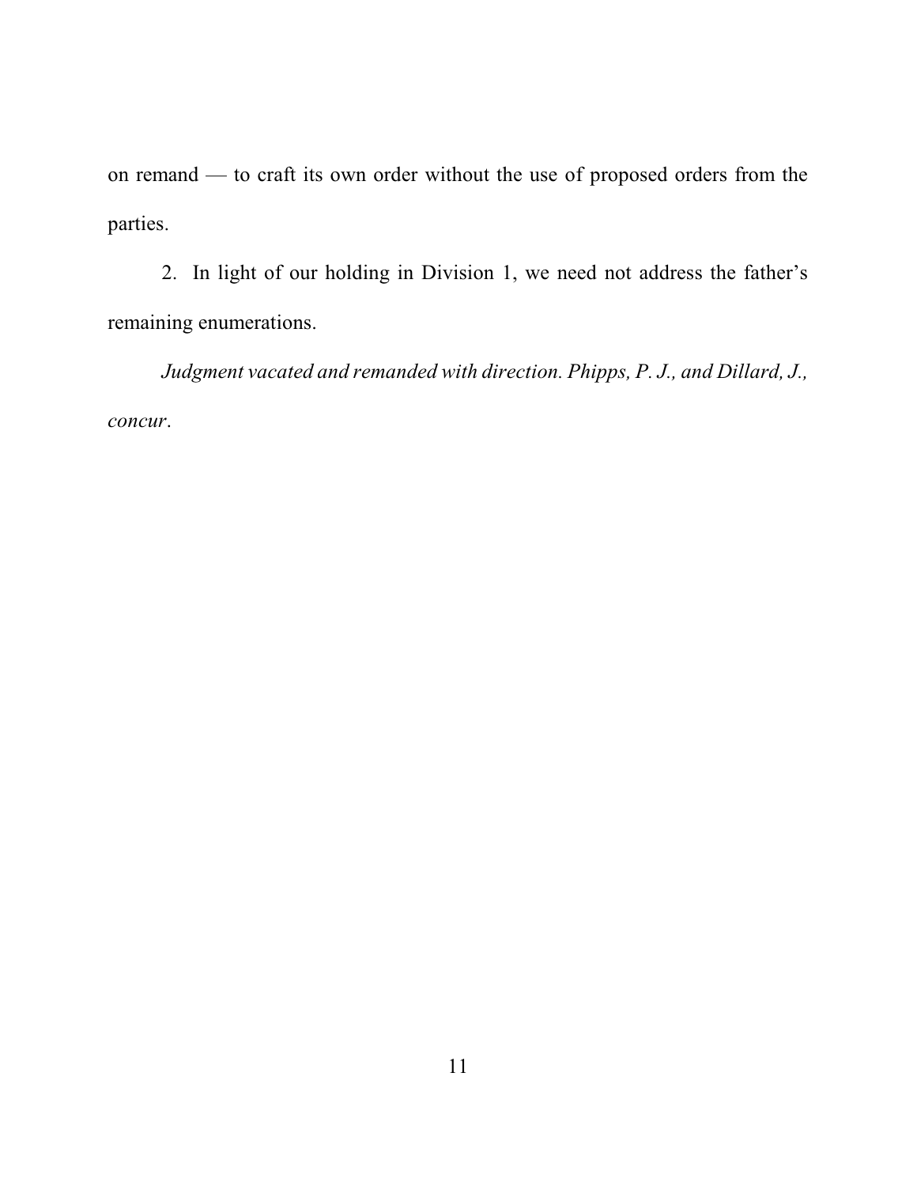on remand — to craft its own order without the use of proposed orders from the parties.

2. In light of our holding in Division 1, we need not address the father's remaining enumerations.

*Judgment vacated and remanded with direction. Phipps, P. J., and Dillard, J., concur*.